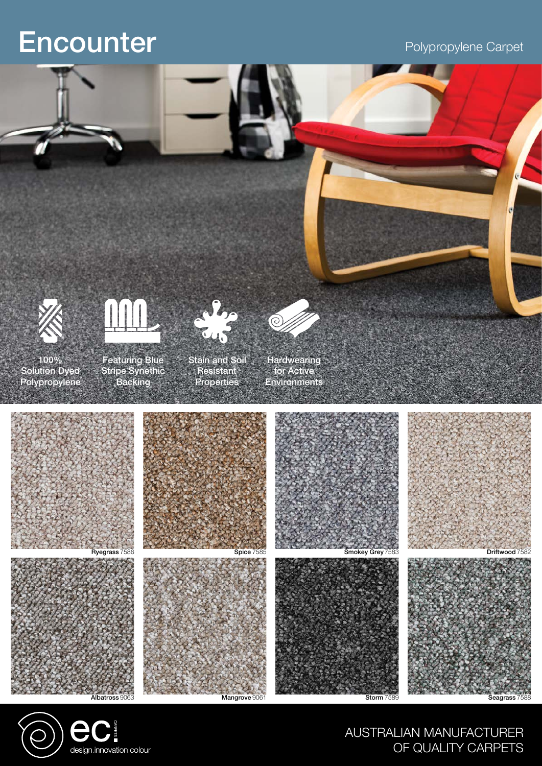# Encounter

Polypropylene Carpet

- 100% Solution Dyed Polypropylene
- Featuring Blue Stripe Synthetic Backing
- Stain and Soil Resistant Properties
- Hardwearing for Active Environments

**Ryegrass** 7586

**Spice** 7585

**Smokey Grey** 7583

**Driftwood** 7582

**Albatross** 9063

**Mangrove** 9061

**Storm** 7589

**Seagrass** 7588

ec CARPETS
design.innovation.colour

AUSTRALIAN MANUFACTURER OF QUALITY CARPETS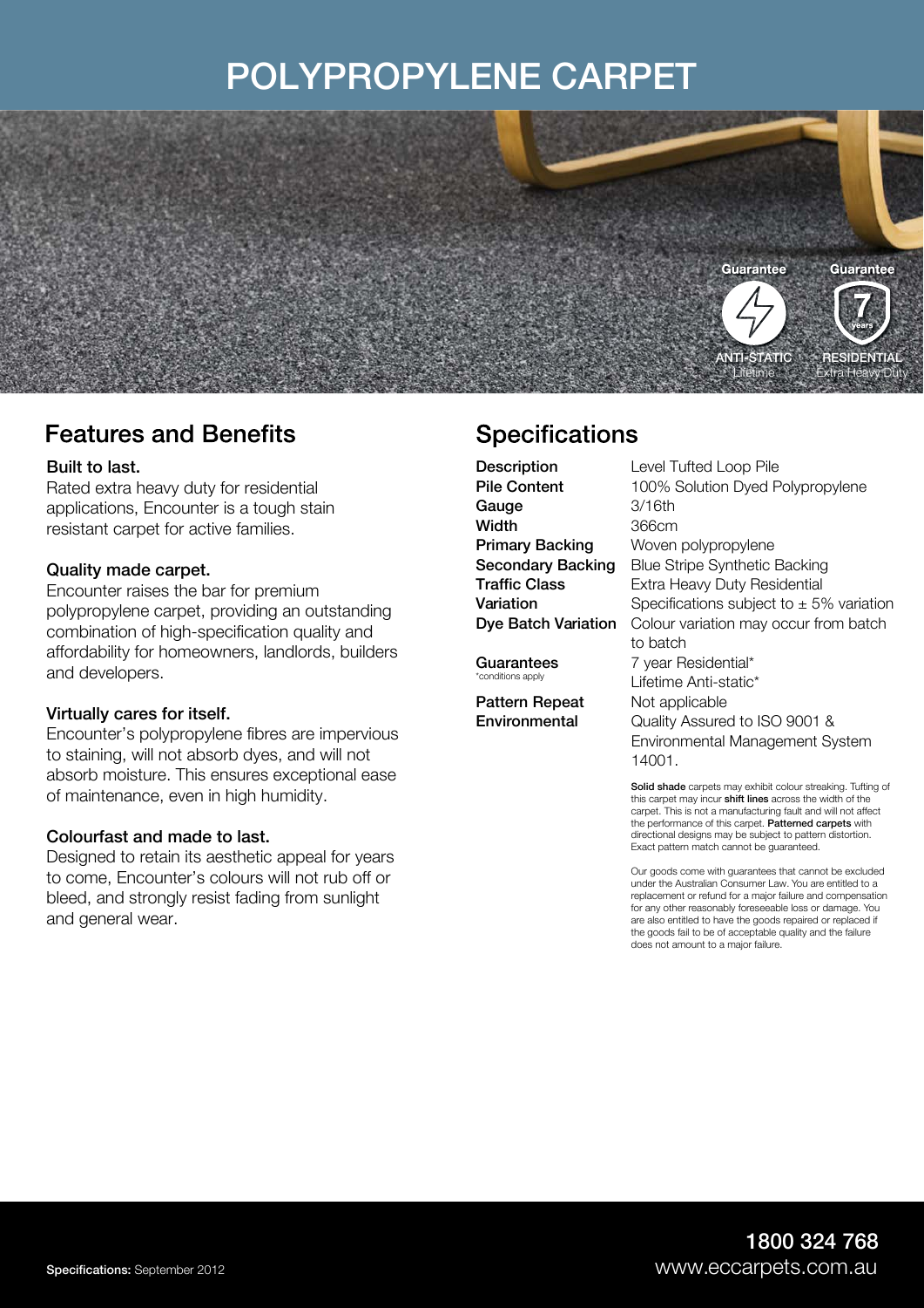# POLYPROPYLENE CARPET

Guarantee

ANTI-STATIC
Lifetime

Guarantee

7 years

RESIDENTIAL
Extra Heavy Duty

## Features and Benefits

**Built to last.**
Rated extra heavy duty for residential applications, Encounter is a tough stain resistant carpet for active families.

**Quality made carpet.**
Encounter raises the bar for premium polypropylene carpet, providing an outstanding combination of high-specification quality and affordability for homeowners, landlords, builders and developers.

**Virtually cares for itself.**
Encounter's polypropylene fibres are impervious to staining, will not absorb dyes, and will not absorb moisture. This ensures exceptional ease of maintenance, even in high humidity.

**Colourfast and made to last.**
Designed to retain its aesthetic appeal for years to come, Encounter's colours will not rub off or bleed, and strongly resist fading from sunlight and general wear.

## Specifications

| | |
|---|---|
| **Description** | Level Tufted Loop Pile |
| **Pile Content** | 100% Solution Dyed Polypropylene |
| **Gauge** | 3/16th |
| **Width** | 366cm |
| **Primary Backing** | Woven polypropylene |
| **Secondary Backing** | Blue Stripe Synthetic Backing |
| **Traffic Class** | Extra Heavy Duty Residential |
| **Variation** | Specifications subject to ± 5% variation |
| **Dye Batch Variation** | Colour variation may occur from batch to batch |
| **Guarantees** *conditions apply | 7 year Residential* Lifetime Anti-static* |
| **Pattern Repeat** | Not applicable |
| **Environmental** | Quality Assured to ISO 9001 & Environmental Management System 14001. |

**Solid shade** carpets may exhibit colour streaking. Tufting of this carpet may incur **shift lines** across the width of the carpet. This is not a manufacturing fault and will not affect the performance of this carpet. **Patterned carpets** with directional designs may be subject to pattern distortion. Exact pattern match cannot be guaranteed.

Our goods come with guarantees that cannot be excluded under the Australian Consumer Law. You are entitled to a replacement or refund for a major failure and compensation for any other reasonably foreseeable loss or damage. You are also entitled to have the goods repaired or replaced if the goods fail to be of acceptable quality and the failure does not amount to a major failure.

**Specifications:** September 2012

1800 324 768
www.eccarpets.com.au